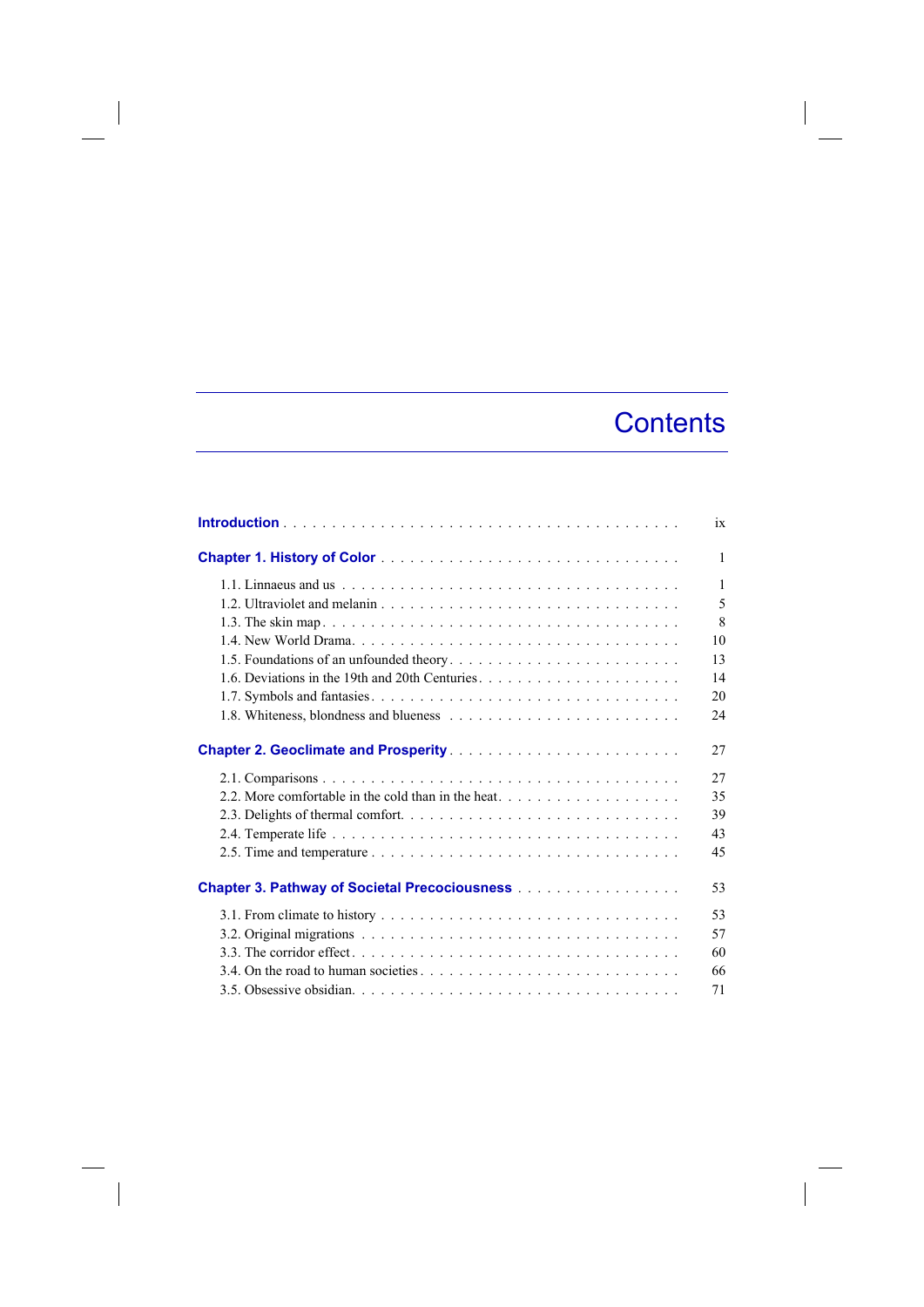# Contents

Introduction . . . . . . . . . . . . . . . . . . . . . . . . . . . . . . . . . . . . . . . . ix

**Chapter 1. History of Color** . . . . . . . . . . . . . . . . . . . . . . . . . . . . . . 1

1.1. Linnaeus and us . . . . . . . . . . . . . . . . . . . . . . . . . . . . . . . . . . 1
1.2. Ultraviolet and melanin . . . . . . . . . . . . . . . . . . . . . . . . . . . . . 5
1.3. The skin map . . . . . . . . . . . . . . . . . . . . . . . . . . . . . . . . . . . 8
1.4. New World Drama. . . . . . . . . . . . . . . . . . . . . . . . . . . . . . . . 10
1.5. Foundations of an unfounded theory . . . . . . . . . . . . . . . . . . . . . . 13
1.6. Deviations in the 19th and 20th Centuries . . . . . . . . . . . . . . . . . . 14
1.7. Symbols and fantasies . . . . . . . . . . . . . . . . . . . . . . . . . . . . . . 20
1.8. Whiteness, blondness and blueness . . . . . . . . . . . . . . . . . . . . . . 24

**Chapter 2. Geoclimate and Prosperity** . . . . . . . . . . . . . . . . . . . . . . . 27

2.1. Comparisons . . . . . . . . . . . . . . . . . . . . . . . . . . . . . . . . . . . 27
2.2. More comfortable in the cold than in the heat. . . . . . . . . . . . . . . . . 35
2.3. Delights of thermal comfort. . . . . . . . . . . . . . . . . . . . . . . . . . . 39
2.4. Temperate life . . . . . . . . . . . . . . . . . . . . . . . . . . . . . . . . . . 43
2.5. Time and temperature . . . . . . . . . . . . . . . . . . . . . . . . . . . . . . 45

**Chapter 3. Pathway of Societal Precociousness** . . . . . . . . . . . . . . . . . 53

3.1. From climate to history . . . . . . . . . . . . . . . . . . . . . . . . . . . . . 53
3.2. Original migrations . . . . . . . . . . . . . . . . . . . . . . . . . . . . . . . 57
3.3. The corridor effect . . . . . . . . . . . . . . . . . . . . . . . . . . . . . . . . 60
3.4. On the road to human societies . . . . . . . . . . . . . . . . . . . . . . . . . 66
3.5. Obsessive obsidian. . . . . . . . . . . . . . . . . . . . . . . . . . . . . . . . 71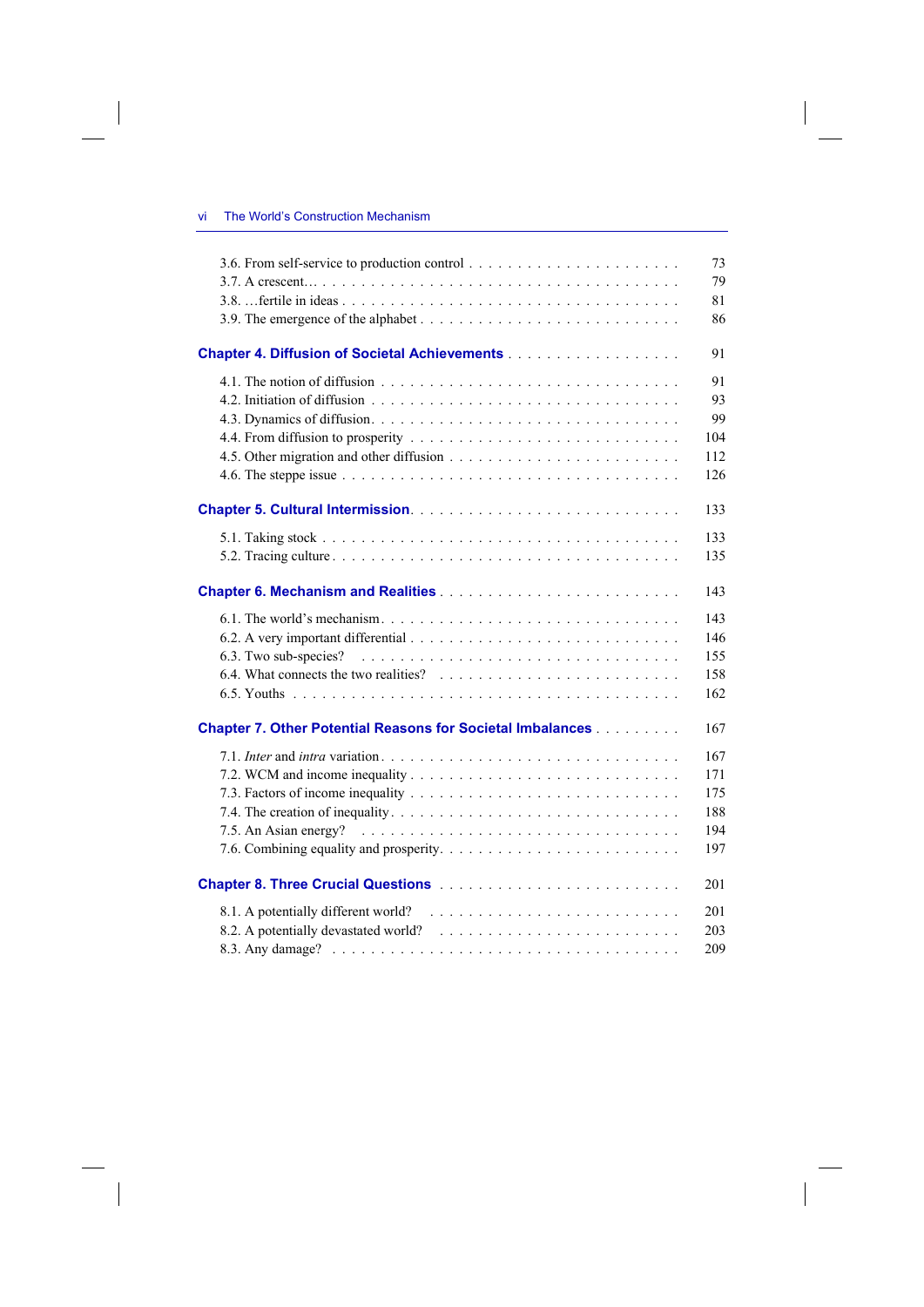3.6. From self-service to production control . . . . . . . . . . . . . . . . . . . . . . 73
3.7. A crescent… . . . . . . . . . . . . . . . . . . . . . . . . . . . . . . . . . . . . 79
3.8. …fertile in ideas . . . . . . . . . . . . . . . . . . . . . . . . . . . . . . . . . 81
3.9. The emergence of the alphabet . . . . . . . . . . . . . . . . . . . . . . . . . 86

**Chapter 4. Diffusion of Societal Achievements** . . . . . . . . . . . . . . . . . 91

4.1. The notion of diffusion . . . . . . . . . . . . . . . . . . . . . . . . . . . . . 91
4.2. Initiation of diffusion . . . . . . . . . . . . . . . . . . . . . . . . . . . . . 93
4.3. Dynamics of diffusion. . . . . . . . . . . . . . . . . . . . . . . . . . . . . . 99
4.4. From diffusion to prosperity . . . . . . . . . . . . . . . . . . . . . . . . . . 104
4.5. Other migration and other diffusion . . . . . . . . . . . . . . . . . . . . . . 112
4.6. The steppe issue . . . . . . . . . . . . . . . . . . . . . . . . . . . . . . . . 126

**Chapter 5. Cultural Intermission**. . . . . . . . . . . . . . . . . . . . . . . . . 133

5.1. Taking stock . . . . . . . . . . . . . . . . . . . . . . . . . . . . . . . . . . 133
5.2. Tracing culture . . . . . . . . . . . . . . . . . . . . . . . . . . . . . . . . . 135

**Chapter 6. Mechanism and Realities** . . . . . . . . . . . . . . . . . . . . . . . 143

6.1. The world's mechanism. . . . . . . . . . . . . . . . . . . . . . . . . . . . . 143
6.2. A very important differential . . . . . . . . . . . . . . . . . . . . . . . . . 146
6.3. Two sub-species? . . . . . . . . . . . . . . . . . . . . . . . . . . . . . . . . 155
6.4. What connects the two realities? . . . . . . . . . . . . . . . . . . . . . . . 158
6.5. Youths . . . . . . . . . . . . . . . . . . . . . . . . . . . . . . . . . . . . . . 162

**Chapter 7. Other Potential Reasons for Societal Imbalances** . . . . . . . . . 167

7.1. *Inter* and *intra* variation. . . . . . . . . . . . . . . . . . . . . . . . . . . 167
7.2. WCM and income inequality . . . . . . . . . . . . . . . . . . . . . . . . . . 171
7.3. Factors of income inequality . . . . . . . . . . . . . . . . . . . . . . . . . . 175
7.4. The creation of inequality. . . . . . . . . . . . . . . . . . . . . . . . . . . . 188
7.5. An Asian energy? . . . . . . . . . . . . . . . . . . . . . . . . . . . . . . . . 194
7.6. Combining equality and prosperity. . . . . . . . . . . . . . . . . . . . . . . 197

**Chapter 8. Three Crucial Questions** . . . . . . . . . . . . . . . . . . . . . . . 201

8.1. A potentially different world? . . . . . . . . . . . . . . . . . . . . . . . . . 201
8.2. A potentially devastated world? . . . . . . . . . . . . . . . . . . . . . . . . 203
8.3. Any damage? . . . . . . . . . . . . . . . . . . . . . . . . . . . . . . . . . . . 209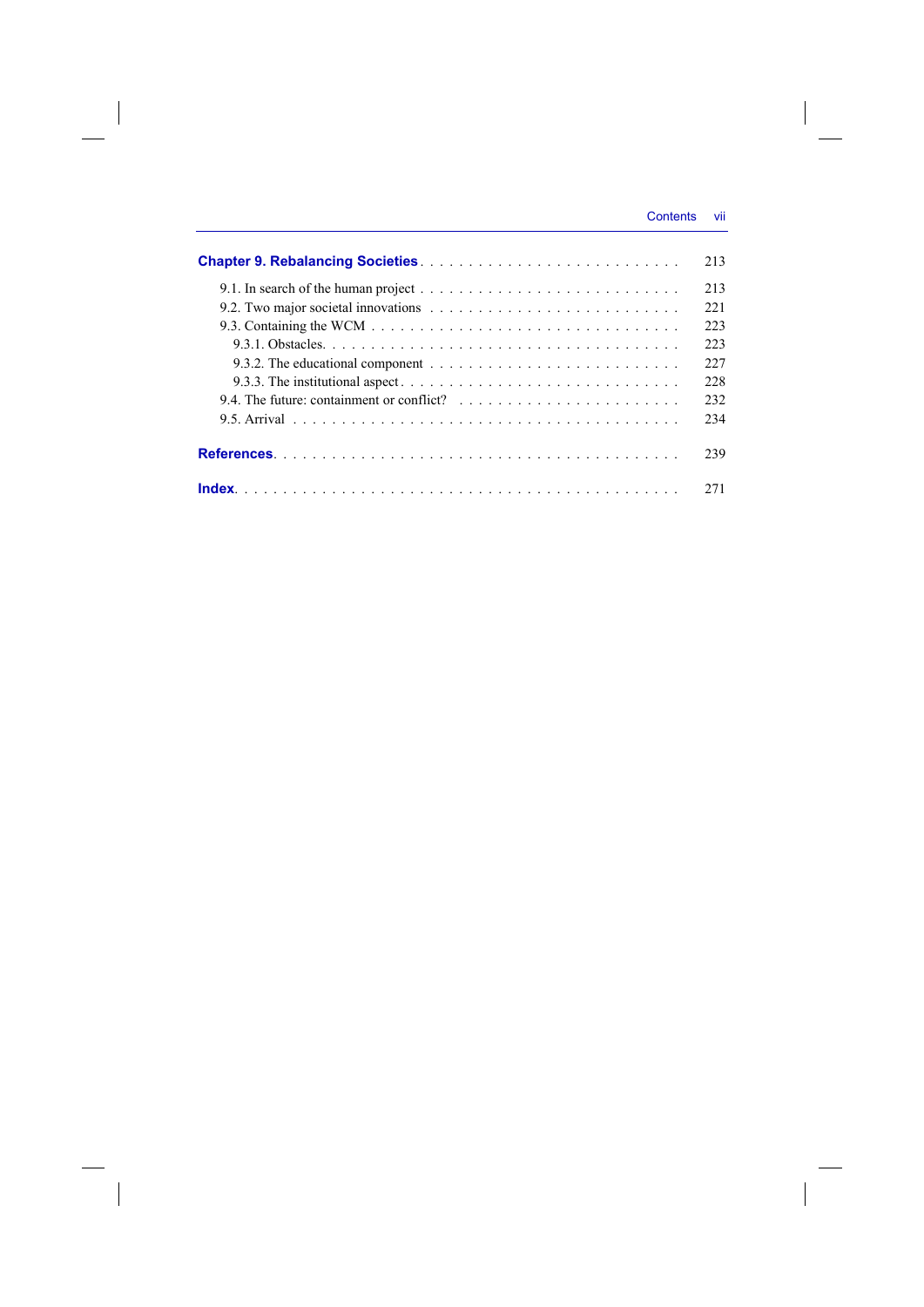**Chapter 9. Rebalancing Societies** . . . . . . . . . . . . . . . . . . . . . . . . . 213

9.1. In search of the human project . . . . . . . . . . . . . . . . . . . . . . . . . 213
9.2. Two major societal innovations . . . . . . . . . . . . . . . . . . . . . . . . 221
9.3. Containing the WCM . . . . . . . . . . . . . . . . . . . . . . . . . . . . 223
9.3.1. Obstacles. . . . . . . . . . . . . . . . . . . . . . . . . . . . . . . . . 223
9.3.2. The educational component . . . . . . . . . . . . . . . . . . . . . . . . 227
9.3.3. The institutional aspect . . . . . . . . . . . . . . . . . . . . . . . . . . 228
9.4. The future: containment or conflict? . . . . . . . . . . . . . . . . . . . . . 232
9.5. Arrival . . . . . . . . . . . . . . . . . . . . . . . . . . . . . . . . . . . . 234

**References**. . . . . . . . . . . . . . . . . . . . . . . . . . . . . . . . . . . . . 239

**Index**. . . . . . . . . . . . . . . . . . . . . . . . . . . . . . . . . . . . . . . . 271